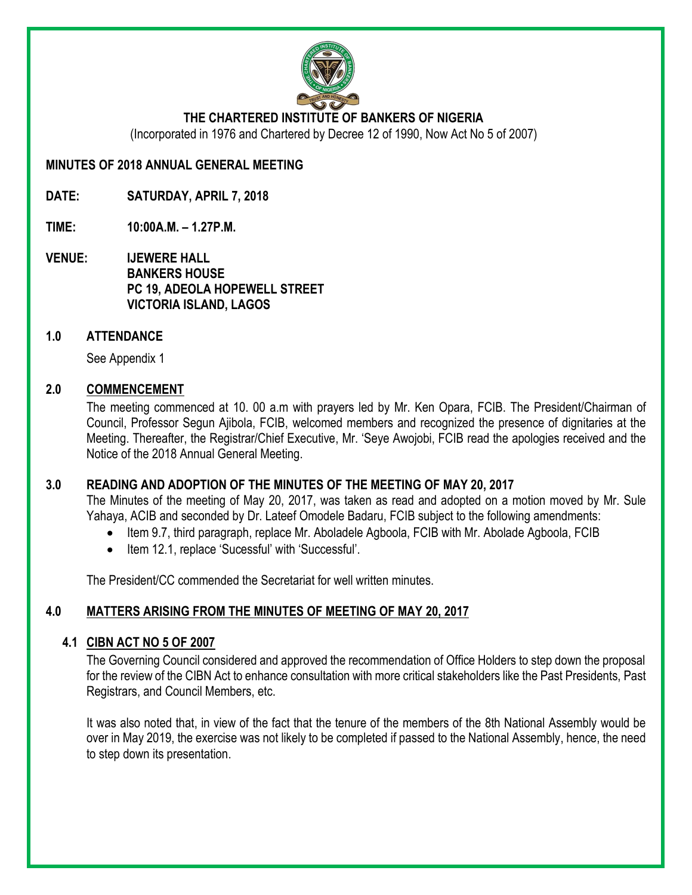# THE CHARTERED INSTITUTE OF BANKERS OF NIGERIA

(Incorporated in 1976 and Chartered by Decree 12 of 1990, Now Act No 5 of 2007)

**MINUTES OF 2018 ANNUAL GENERAL MEETING**

**DATE:** **SATURDAY, APRIL 7, 2018**

**TIME:** **10:00A.M. – 1.27P.M.**

**VENUE:** **IJEWERE HALL**
**BANKERS HOUSE**
**PC 19, ADEOLA HOPEWELL STREET**
**VICTORIA ISLAND, LAGOS**

## 1.0 ATTENDANCE

See Appendix 1

## 2.0 COMMENCEMENT

The meeting commenced at 10. 00 a.m with prayers led by Mr. Ken Opara, FCIB. The President/Chairman of Council, Professor Segun Ajibola, FCIB, welcomed members and recognized the presence of dignitaries at the Meeting. Thereafter, the Registrar/Chief Executive, Mr. 'Seye Awojobi, FCIB read the apologies received and the Notice of the 2018 Annual General Meeting.

## 3.0 READING AND ADOPTION OF THE MINUTES OF THE MEETING OF MAY 20, 2017

The Minutes of the meeting of May 20, 2017, was taken as read and adopted on a motion moved by Mr. Sule Yahaya, ACIB and seconded by Dr. Lateef Omodele Badaru, FCIB subject to the following amendments:

- Item 9.7, third paragraph, replace Mr. Aboladele Agboola, FCIB with Mr. Abolade Agboola, FCIB
- Item 12.1, replace 'Sucessful' with 'Successful'.

The President/CC commended the Secretariat for well written minutes.

## 4.0 MATTERS ARISING FROM THE MINUTES OF MEETING OF MAY 20, 2017

### 4.1 CIBN ACT NO 5 OF 2007

The Governing Council considered and approved the recommendation of Office Holders to step down the proposal for the review of the CIBN Act to enhance consultation with more critical stakeholders like the Past Presidents, Past Registrars, and Council Members, etc.

It was also noted that, in view of the fact that the tenure of the members of the 8th National Assembly would be over in May 2019, the exercise was not likely to be completed if passed to the National Assembly, hence, the need to step down its presentation.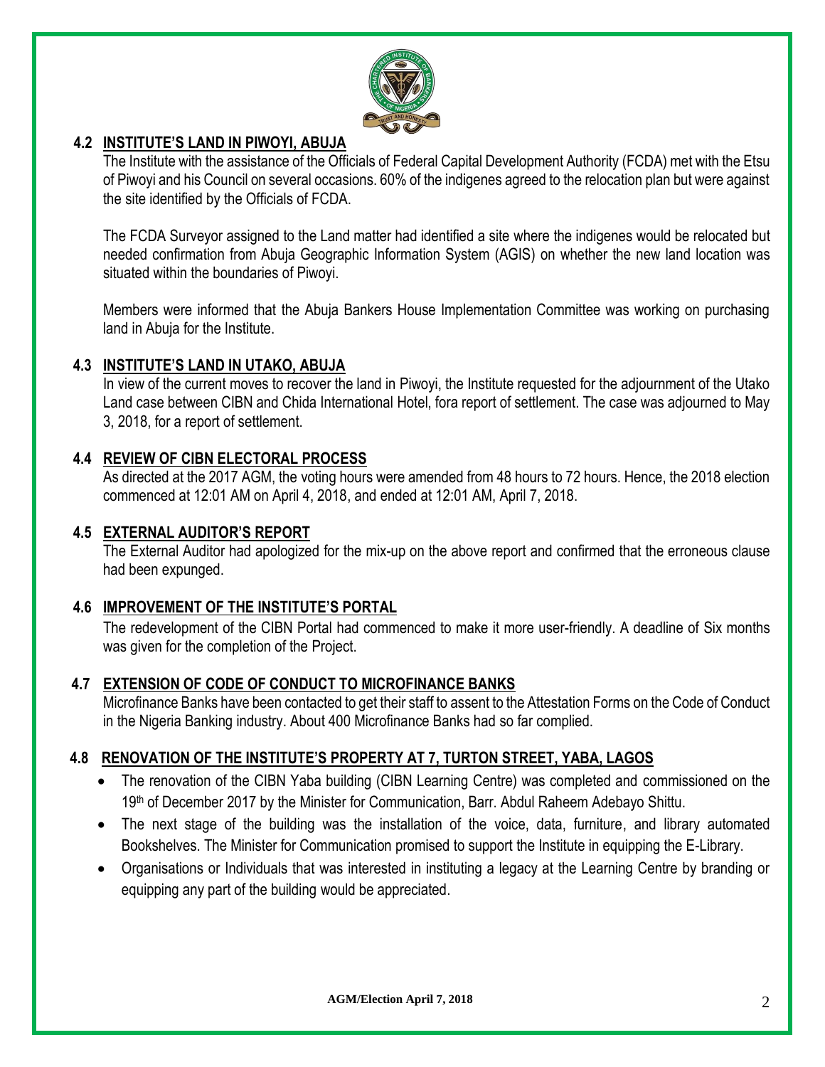## 4.2 INSTITUTE'S LAND IN PIWOYI, ABUJA

The Institute with the assistance of the Officials of Federal Capital Development Authority (FCDA) met with the Etsu of Piwoyi and his Council on several occasions. 60% of the indigenes agreed to the relocation plan but were against the site identified by the Officials of FCDA.

The FCDA Surveyor assigned to the Land matter had identified a site where the indigenes would be relocated but needed confirmation from Abuja Geographic Information System (AGIS) on whether the new land location was situated within the boundaries of Piwoyi.

Members were informed that the Abuja Bankers House Implementation Committee was working on purchasing land in Abuja for the Institute.

## 4.3 INSTITUTE'S LAND IN UTAKO, ABUJA

In view of the current moves to recover the land in Piwoyi, the Institute requested for the adjournment of the Utako Land case between CIBN and Chida International Hotel, fora report of settlement. The case was adjourned to May 3, 2018, for a report of settlement.

## 4.4 REVIEW OF CIBN ELECTORAL PROCESS

As directed at the 2017 AGM, the voting hours were amended from 48 hours to 72 hours. Hence, the 2018 election commenced at 12:01 AM on April 4, 2018, and ended at 12:01 AM, April 7, 2018.

## 4.5 EXTERNAL AUDITOR'S REPORT

The External Auditor had apologized for the mix-up on the above report and confirmed that the erroneous clause had been expunged.

## 4.6 IMPROVEMENT OF THE INSTITUTE'S PORTAL

The redevelopment of the CIBN Portal had commenced to make it more user-friendly. A deadline of Six months was given for the completion of the Project.

## 4.7 EXTENSION OF CODE OF CONDUCT TO MICROFINANCE BANKS

Microfinance Banks have been contacted to get their staff to assent to the Attestation Forms on the Code of Conduct in the Nigeria Banking industry. About 400 Microfinance Banks had so far complied.

## 4.8 RENOVATION OF THE INSTITUTE'S PROPERTY AT 7, TURTON STREET, YABA, LAGOS

- The renovation of the CIBN Yaba building (CIBN Learning Centre) was completed and commissioned on the 19th of December 2017 by the Minister for Communication, Barr. Abdul Raheem Adebayo Shittu.
- The next stage of the building was the installation of the voice, data, furniture, and library automated Bookshelves. The Minister for Communication promised to support the Institute in equipping the E-Library.
- Organisations or Individuals that was interested in instituting a legacy at the Learning Centre by branding or equipping any part of the building would be appreciated.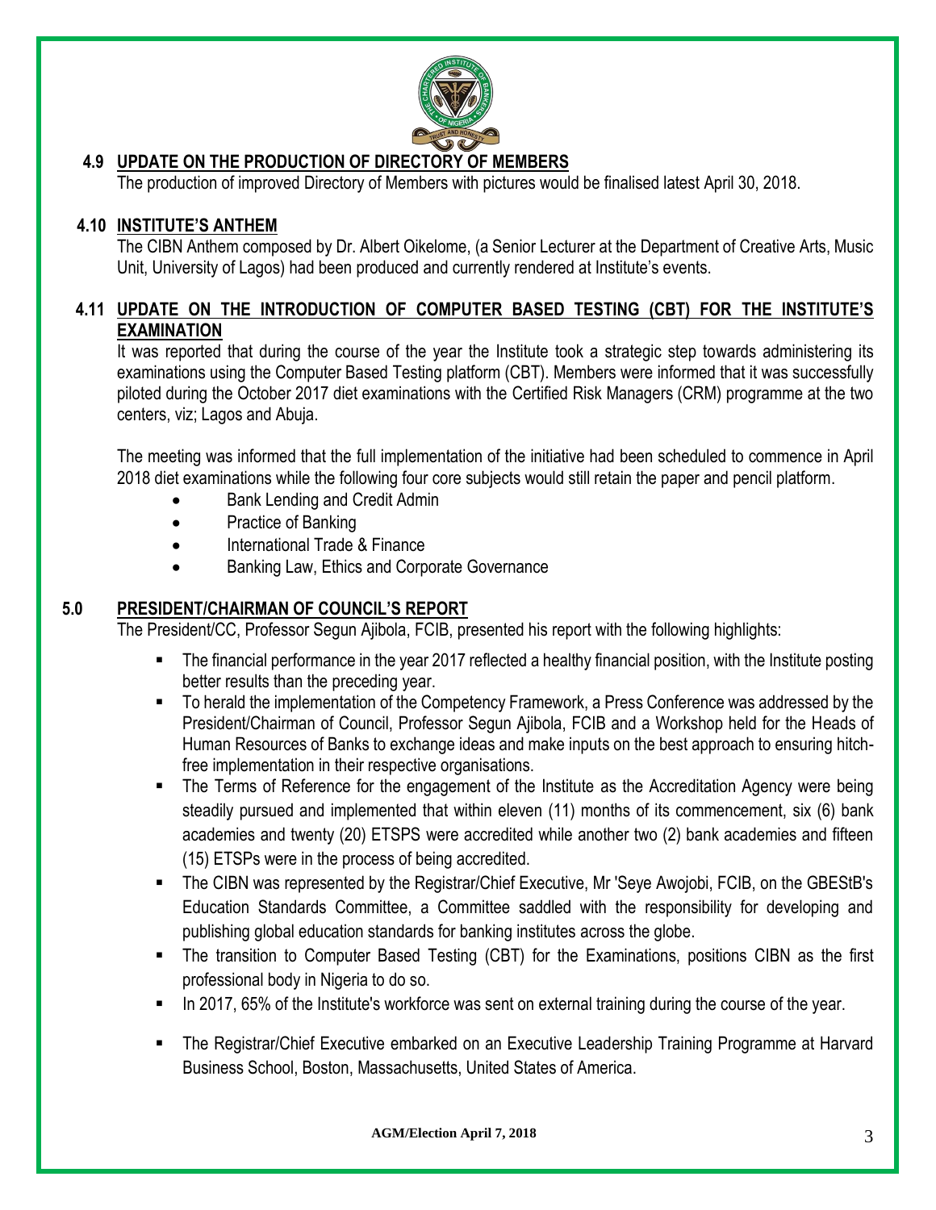## 4.9 UPDATE ON THE PRODUCTION OF DIRECTORY OF MEMBERS

The production of improved Directory of Members with pictures would be finalised latest April 30, 2018.

## 4.10 INSTITUTE'S ANTHEM

The CIBN Anthem composed by Dr. Albert Oikelome, (a Senior Lecturer at the Department of Creative Arts, Music Unit, University of Lagos) had been produced and currently rendered at Institute's events.

## 4.11 UPDATE ON THE INTRODUCTION OF COMPUTER BASED TESTING (CBT) FOR THE INSTITUTE'S EXAMINATION

It was reported that during the course of the year the Institute took a strategic step towards administering its examinations using the Computer Based Testing platform (CBT). Members were informed that it was successfully piloted during the October 2017 diet examinations with the Certified Risk Managers (CRM) programme at the two centers, viz; Lagos and Abuja.

The meeting was informed that the full implementation of the initiative had been scheduled to commence in April 2018 diet examinations while the following four core subjects would still retain the paper and pencil platform.

- Bank Lending and Credit Admin
- Practice of Banking
- International Trade & Finance
- Banking Law, Ethics and Corporate Governance

## 5.0 PRESIDENT/CHAIRMAN OF COUNCIL'S REPORT

The President/CC, Professor Segun Ajibola, FCIB, presented his report with the following highlights:

- The financial performance in the year 2017 reflected a healthy financial position, with the Institute posting better results than the preceding year.
- To herald the implementation of the Competency Framework, a Press Conference was addressed by the President/Chairman of Council, Professor Segun Ajibola, FCIB and a Workshop held for the Heads of Human Resources of Banks to exchange ideas and make inputs on the best approach to ensuring hitch-free implementation in their respective organisations.
- The Terms of Reference for the engagement of the Institute as the Accreditation Agency were being steadily pursued and implemented that within eleven (11) months of its commencement, six (6) bank academies and twenty (20) ETSPS were accredited while another two (2) bank academies and fifteen (15) ETSPs were in the process of being accredited.
- The CIBN was represented by the Registrar/Chief Executive, Mr 'Seye Awojobi, FCIB, on the GBEStB's Education Standards Committee, a Committee saddled with the responsibility for developing and publishing global education standards for banking institutes across the globe.
- The transition to Computer Based Testing (CBT) for the Examinations, positions CIBN as the first professional body in Nigeria to do so.
- In 2017, 65% of the Institute's workforce was sent on external training during the course of the year.
- The Registrar/Chief Executive embarked on an Executive Leadership Training Programme at Harvard Business School, Boston, Massachusetts, United States of America.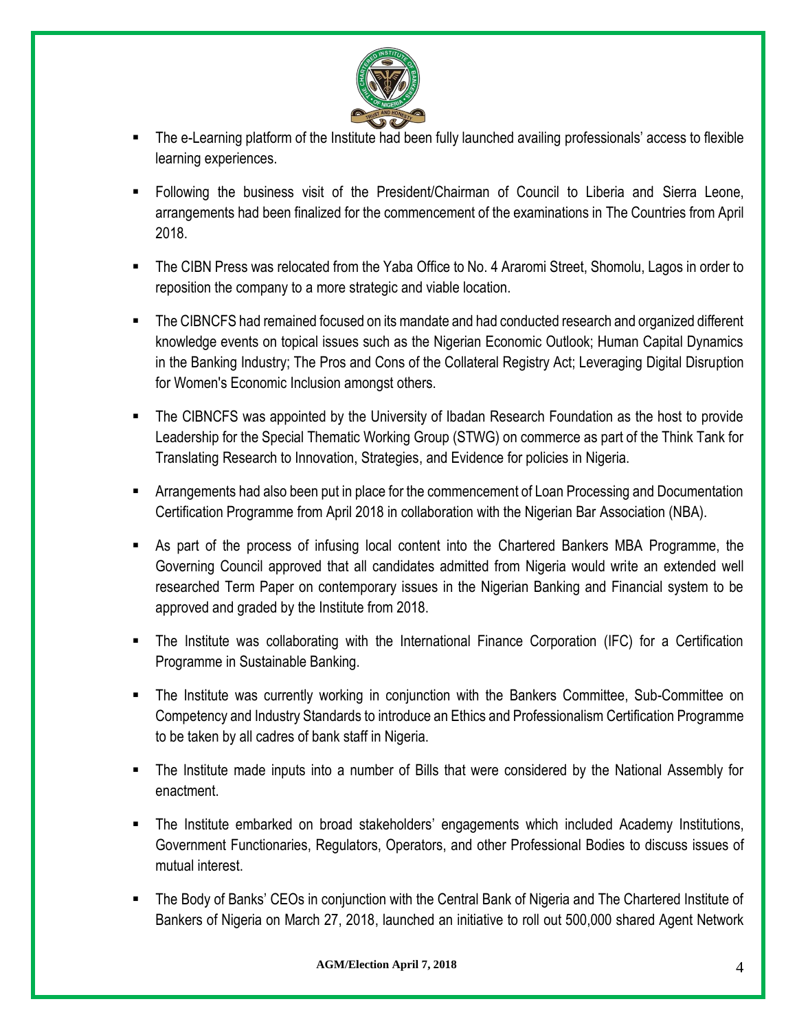- The e-Learning platform of the Institute had been fully launched availing professionals' access to flexible learning experiences.

- Following the business visit of the President/Chairman of Council to Liberia and Sierra Leone, arrangements had been finalized for the commencement of the examinations in The Countries from April 2018.

- The CIBN Press was relocated from the Yaba Office to No. 4 Araromi Street, Shomolu, Lagos in order to reposition the company to a more strategic and viable location.

- The CIBNCFS had remained focused on its mandate and had conducted research and organized different knowledge events on topical issues such as the Nigerian Economic Outlook; Human Capital Dynamics in the Banking Industry; The Pros and Cons of the Collateral Registry Act; Leveraging Digital Disruption for Women's Economic Inclusion amongst others.

- The CIBNCFS was appointed by the University of Ibadan Research Foundation as the host to provide Leadership for the Special Thematic Working Group (STWG) on commerce as part of the Think Tank for Translating Research to Innovation, Strategies, and Evidence for policies in Nigeria.

- Arrangements had also been put in place for the commencement of Loan Processing and Documentation Certification Programme from April 2018 in collaboration with the Nigerian Bar Association (NBA).

- As part of the process of infusing local content into the Chartered Bankers MBA Programme, the Governing Council approved that all candidates admitted from Nigeria would write an extended well researched Term Paper on contemporary issues in the Nigerian Banking and Financial system to be approved and graded by the Institute from 2018.

- The Institute was collaborating with the International Finance Corporation (IFC) for a Certification Programme in Sustainable Banking.

- The Institute was currently working in conjunction with the Bankers Committee, Sub-Committee on Competency and Industry Standards to introduce an Ethics and Professionalism Certification Programme to be taken by all cadres of bank staff in Nigeria.

- The Institute made inputs into a number of Bills that were considered by the National Assembly for enactment.

- The Institute embarked on broad stakeholders' engagements which included Academy Institutions, Government Functionaries, Regulators, Operators, and other Professional Bodies to discuss issues of mutual interest.

- The Body of Banks' CEOs in conjunction with the Central Bank of Nigeria and The Chartered Institute of Bankers of Nigeria on March 27, 2018, launched an initiative to roll out 500,000 shared Agent Network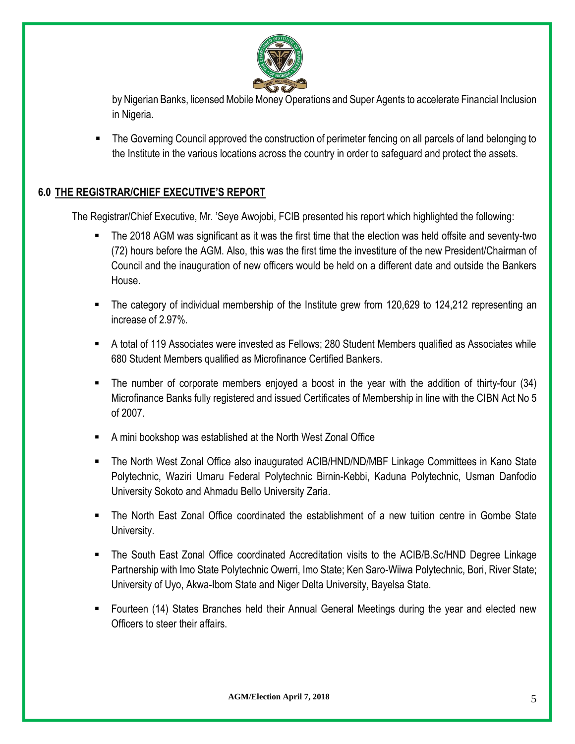by Nigerian Banks, licensed Mobile Money Operations and Super Agents to accelerate Financial Inclusion in Nigeria.

- The Governing Council approved the construction of perimeter fencing on all parcels of land belonging to the Institute in the various locations across the country in order to safeguard and protect the assets.

## 6.0 THE REGISTRAR/CHIEF EXECUTIVE'S REPORT

The Registrar/Chief Executive, Mr. 'Seye Awojobi, FCIB presented his report which highlighted the following:

- The 2018 AGM was significant as it was the first time that the election was held offsite and seventy-two (72) hours before the AGM. Also, this was the first time the investiture of the new President/Chairman of Council and the inauguration of new officers would be held on a different date and outside the Bankers House.
- The category of individual membership of the Institute grew from 120,629 to 124,212 representing an increase of 2.97%.
- A total of 119 Associates were invested as Fellows; 280 Student Members qualified as Associates while 680 Student Members qualified as Microfinance Certified Bankers.
- The number of corporate members enjoyed a boost in the year with the addition of thirty-four (34) Microfinance Banks fully registered and issued Certificates of Membership in line with the CIBN Act No 5 of 2007.
- A mini bookshop was established at the North West Zonal Office
- The North West Zonal Office also inaugurated ACIB/HND/ND/MBF Linkage Committees in Kano State Polytechnic, Waziri Umaru Federal Polytechnic Birnin-Kebbi, Kaduna Polytechnic, Usman Danfodio University Sokoto and Ahmadu Bello University Zaria.
- The North East Zonal Office coordinated the establishment of a new tuition centre in Gombe State University.
- The South East Zonal Office coordinated Accreditation visits to the ACIB/B.Sc/HND Degree Linkage Partnership with Imo State Polytechnic Owerri, Imo State; Ken Saro-Wiiwa Polytechnic, Bori, River State; University of Uyo, Akwa-Ibom State and Niger Delta University, Bayelsa State.
- Fourteen (14) States Branches held their Annual General Meetings during the year and elected new Officers to steer their affairs.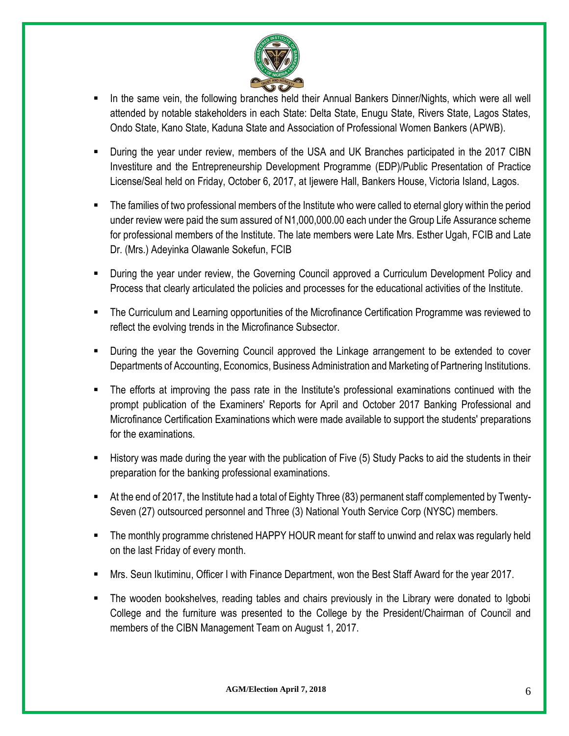- In the same vein, the following branches held their Annual Bankers Dinner/Nights, which were all well attended by notable stakeholders in each State: Delta State, Enugu State, Rivers State, Lagos States, Ondo State, Kano State, Kaduna State and Association of Professional Women Bankers (APWB).

- During the year under review, members of the USA and UK Branches participated in the 2017 CIBN Investiture and the Entrepreneurship Development Programme (EDP)/Public Presentation of Practice License/Seal held on Friday, October 6, 2017, at Ijewere Hall, Bankers House, Victoria Island, Lagos.

- The families of two professional members of the Institute who were called to eternal glory within the period under review were paid the sum assured of N1,000,000.00 each under the Group Life Assurance scheme for professional members of the Institute. The late members were Late Mrs. Esther Ugah, FCIB and Late Dr. (Mrs.) Adeyinka Olawanle Sokefun, FCIB

- During the year under review, the Governing Council approved a Curriculum Development Policy and Process that clearly articulated the policies and processes for the educational activities of the Institute.

- The Curriculum and Learning opportunities of the Microfinance Certification Programme was reviewed to reflect the evolving trends in the Microfinance Subsector.

- During the year the Governing Council approved the Linkage arrangement to be extended to cover Departments of Accounting, Economics, Business Administration and Marketing of Partnering Institutions.

- The efforts at improving the pass rate in the Institute's professional examinations continued with the prompt publication of the Examiners' Reports for April and October 2017 Banking Professional and Microfinance Certification Examinations which were made available to support the students' preparations for the examinations.

- History was made during the year with the publication of Five (5) Study Packs to aid the students in their preparation for the banking professional examinations.

- At the end of 2017, the Institute had a total of Eighty Three (83) permanent staff complemented by Twenty-Seven (27) outsourced personnel and Three (3) National Youth Service Corp (NYSC) members.

- The monthly programme christened HAPPY HOUR meant for staff to unwind and relax was regularly held on the last Friday of every month.

- Mrs. Seun Ikutiminu, Officer I with Finance Department, won the Best Staff Award for the year 2017.

- The wooden bookshelves, reading tables and chairs previously in the Library were donated to Igbobi College and the furniture was presented to the College by the President/Chairman of Council and members of the CIBN Management Team on August 1, 2017.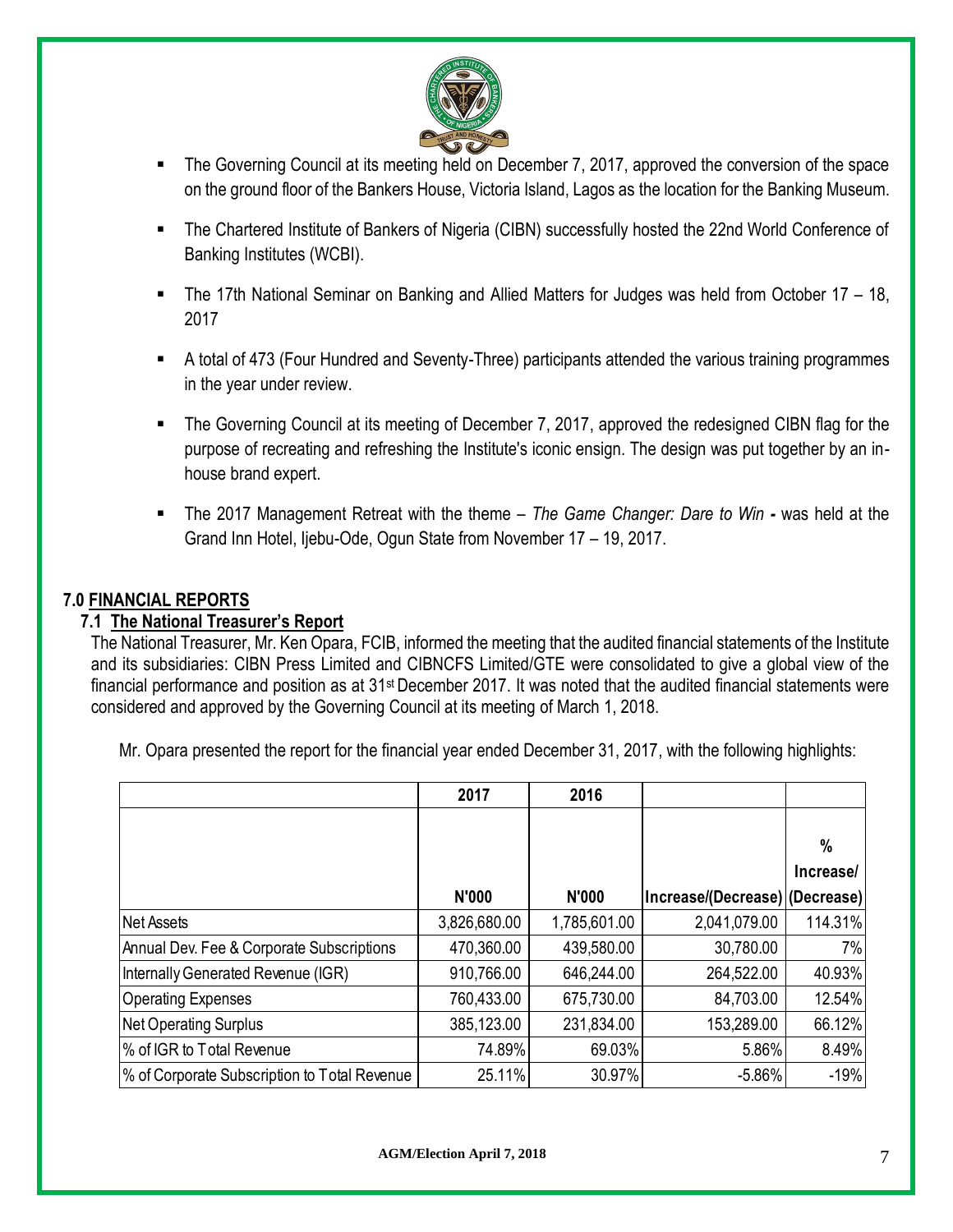- The Governing Council at its meeting held on December 7, 2017, approved the conversion of the space on the ground floor of the Bankers House, Victoria Island, Lagos as the location for the Banking Museum.
- The Chartered Institute of Bankers of Nigeria (CIBN) successfully hosted the 22nd World Conference of Banking Institutes (WCBI).
- The 17th National Seminar on Banking and Allied Matters for Judges was held from October 17 – 18, 2017
- A total of 473 (Four Hundred and Seventy-Three) participants attended the various training programmes in the year under review.
- The Governing Council at its meeting of December 7, 2017, approved the redesigned CIBN flag for the purpose of recreating and refreshing the Institute's iconic ensign. The design was put together by an in-house brand expert.
- The 2017 Management Retreat with the theme – *The Game Changer: Dare to Win* **-** was held at the Grand Inn Hotel, Ijebu-Ode, Ogun State from November 17 – 19, 2017.

## 7.0 FINANCIAL REPORTS

### 7.1 The National Treasurer's Report

The National Treasurer, Mr. Ken Opara, FCIB, informed the meeting that the audited financial statements of the Institute and its subsidiaries: CIBN Press Limited and CIBNCFS Limited/GTE were consolidated to give a global view of the financial performance and position as at 31st December 2017. It was noted that the audited financial statements were considered and approved by the Governing Council at its meeting of March 1, 2018.

Mr. Opara presented the report for the financial year ended December 31, 2017, with the following highlights:

| | 2017 | 2016 | | |
|---|---|---|---|---|
| | N'000 | N'000 | Increase/(Decrease) | % Increase/ (Decrease) |
| Net Assets | 3,826,680.00 | 1,785,601.00 | 2,041,079.00 | 114.31% |
| Annual Dev. Fee & Corporate Subscriptions | 470,360.00 | 439,580.00 | 30,780.00 | 7% |
| Internally Generated Revenue (IGR) | 910,766.00 | 646,244.00 | 264,522.00 | 40.93% |
| Operating Expenses | 760,433.00 | 675,730.00 | 84,703.00 | 12.54% |
| Net Operating Surplus | 385,123.00 | 231,834.00 | 153,289.00 | 66.12% |
| % of IGR to Total Revenue | 74.89% | 69.03% | 5.86% | 8.49% |
| % of Corporate Subscription to Total Revenue | 25.11% | 30.97% | -5.86% | -19% |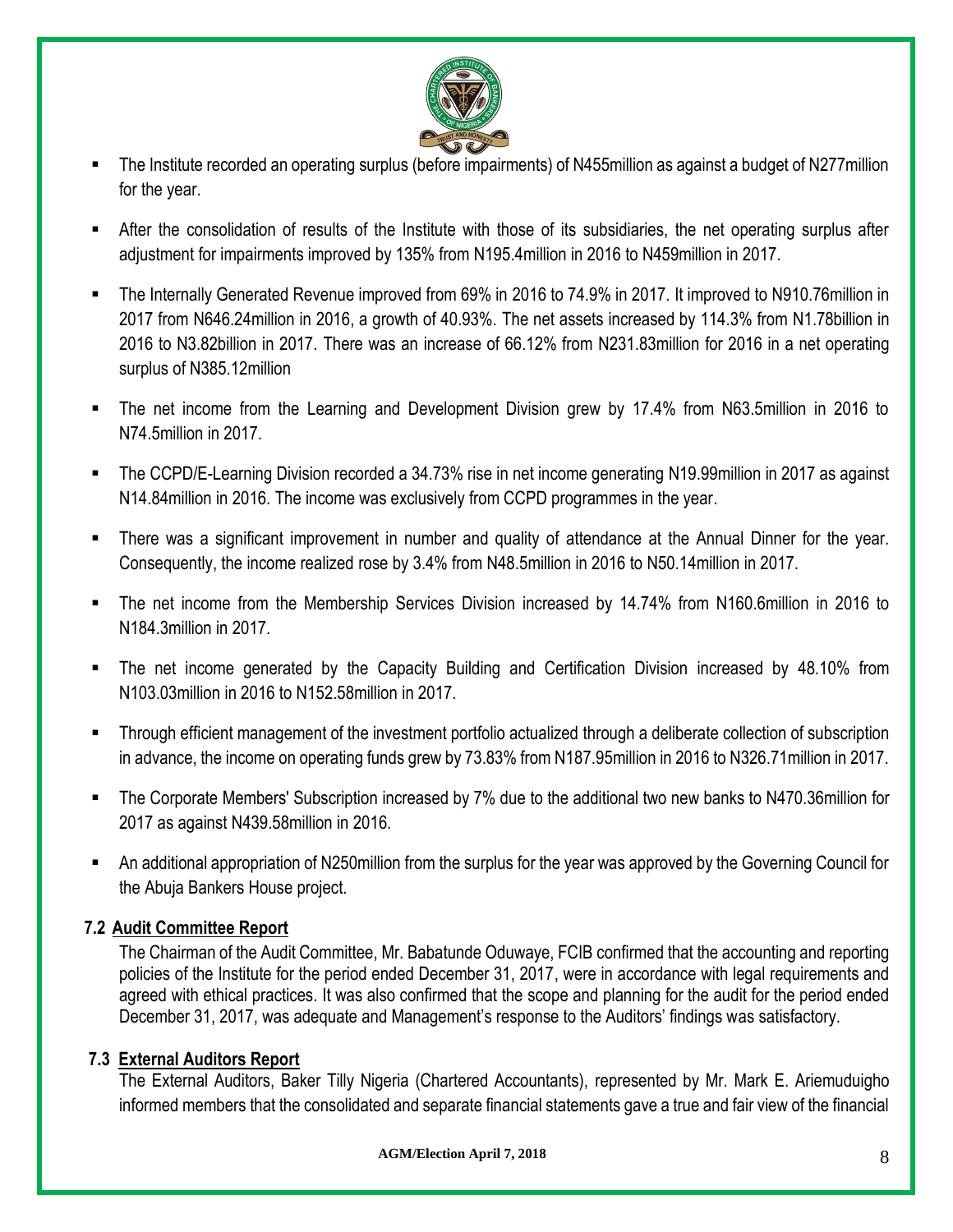- The Institute recorded an operating surplus (before impairments) of N455million as against a budget of N277million for the year.

- After the consolidation of results of the Institute with those of its subsidiaries, the net operating surplus after adjustment for impairments improved by 135% from N195.4million in 2016 to N459million in 2017.

- The Internally Generated Revenue improved from 69% in 2016 to 74.9% in 2017. It improved to N910.76million in 2017 from N646.24million in 2016, a growth of 40.93%. The net assets increased by 114.3% from N1.78billion in 2016 to N3.82billion in 2017. There was an increase of 66.12% from N231.83million for 2016 in a net operating surplus of N385.12million

- The net income from the Learning and Development Division grew by 17.4% from N63.5million in 2016 to N74.5million in 2017.

- The CCPD/E-Learning Division recorded a 34.73% rise in net income generating N19.99million in 2017 as against N14.84million in 2016. The income was exclusively from CCPD programmes in the year.

- There was a significant improvement in number and quality of attendance at the Annual Dinner for the year. Consequently, the income realized rose by 3.4% from N48.5million in 2016 to N50.14million in 2017.

- The net income from the Membership Services Division increased by 14.74% from N160.6million in 2016 to N184.3million in 2017.

- The net income generated by the Capacity Building and Certification Division increased by 48.10% from N103.03million in 2016 to N152.58million in 2017.

- Through efficient management of the investment portfolio actualized through a deliberate collection of subscription in advance, the income on operating funds grew by 73.83% from N187.95million in 2016 to N326.71million in 2017.

- The Corporate Members' Subscription increased by 7% due to the additional two new banks to N470.36million for 2017 as against N439.58million in 2016.

- An additional appropriation of N250million from the surplus for the year was approved by the Governing Council for the Abuja Bankers House project.

### 7.2 Audit Committee Report

The Chairman of the Audit Committee, Mr. Babatunde Oduwaye, FCIB confirmed that the accounting and reporting policies of the Institute for the period ended December 31, 2017, were in accordance with legal requirements and agreed with ethical practices. It was also confirmed that the scope and planning for the audit for the period ended December 31, 2017, was adequate and Management's response to the Auditors' findings was satisfactory.

### 7.3 External Auditors Report

The External Auditors, Baker Tilly Nigeria (Chartered Accountants), represented by Mr. Mark E. Ariemuduigho informed members that the consolidated and separate financial statements gave a true and fair view of the financial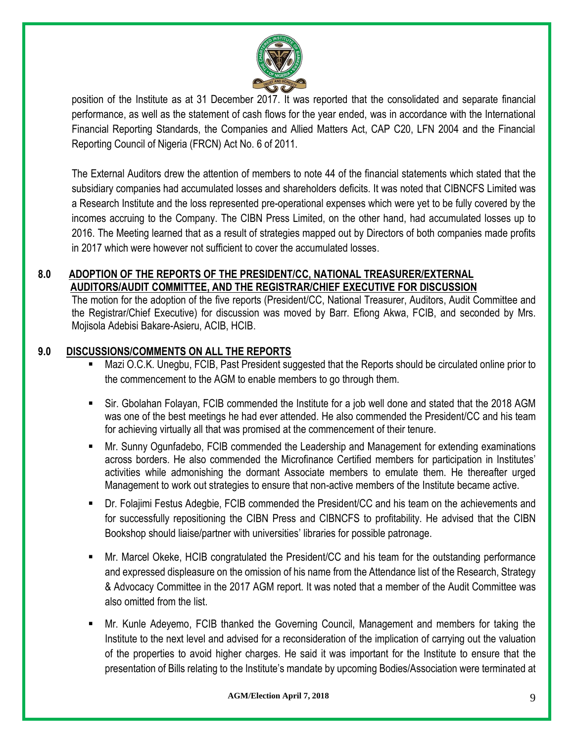position of the Institute as at 31 December 2017. It was reported that the consolidated and separate financial performance, as well as the statement of cash flows for the year ended, was in accordance with the International Financial Reporting Standards, the Companies and Allied Matters Act, CAP C20, LFN 2004 and the Financial Reporting Council of Nigeria (FRCN) Act No. 6 of 2011.

The External Auditors drew the attention of members to note 44 of the financial statements which stated that the subsidiary companies had accumulated losses and shareholders deficits. It was noted that CIBNCFS Limited was a Research Institute and the loss represented pre-operational expenses which were yet to be fully covered by the incomes accruing to the Company. The CIBN Press Limited, on the other hand, had accumulated losses up to 2016. The Meeting learned that as a result of strategies mapped out by Directors of both companies made profits in 2017 which were however not sufficient to cover the accumulated losses.

## 8.0 ADOPTION OF THE REPORTS OF THE PRESIDENT/CC, NATIONAL TREASURER/EXTERNAL AUDITORS/AUDIT COMMITTEE, AND THE REGISTRAR/CHIEF EXECUTIVE FOR DISCUSSION

The motion for the adoption of the five reports (President/CC, National Treasurer, Auditors, Audit Committee and the Registrar/Chief Executive) for discussion was moved by Barr. Efiong Akwa, FCIB, and seconded by Mrs. Mojisola Adebisi Bakare-Asieru, ACIB, HCIB.

## 9.0 DISCUSSIONS/COMMENTS ON ALL THE REPORTS

- Mazi O.C.K. Unegbu, FCIB, Past President suggested that the Reports should be circulated online prior to the commencement to the AGM to enable members to go through them.
- Sir. Gbolahan Folayan, FCIB commended the Institute for a job well done and stated that the 2018 AGM was one of the best meetings he had ever attended. He also commended the President/CC and his team for achieving virtually all that was promised at the commencement of their tenure.
- Mr. Sunny Ogunfadebo, FCIB commended the Leadership and Management for extending examinations across borders. He also commended the Microfinance Certified members for participation in Institutes' activities while admonishing the dormant Associate members to emulate them. He thereafter urged Management to work out strategies to ensure that non-active members of the Institute became active.
- Dr. Folajimi Festus Adegbie, FCIB commended the President/CC and his team on the achievements and for successfully repositioning the CIBN Press and CIBNCFS to profitability. He advised that the CIBN Bookshop should liaise/partner with universities' libraries for possible patronage.
- Mr. Marcel Okeke, HCIB congratulated the President/CC and his team for the outstanding performance and expressed displeasure on the omission of his name from the Attendance list of the Research, Strategy & Advocacy Committee in the 2017 AGM report. It was noted that a member of the Audit Committee was also omitted from the list.
- Mr. Kunle Adeyemo, FCIB thanked the Governing Council, Management and members for taking the Institute to the next level and advised for a reconsideration of the implication of carrying out the valuation of the properties to avoid higher charges. He said it was important for the Institute to ensure that the presentation of Bills relating to the Institute's mandate by upcoming Bodies/Association were terminated at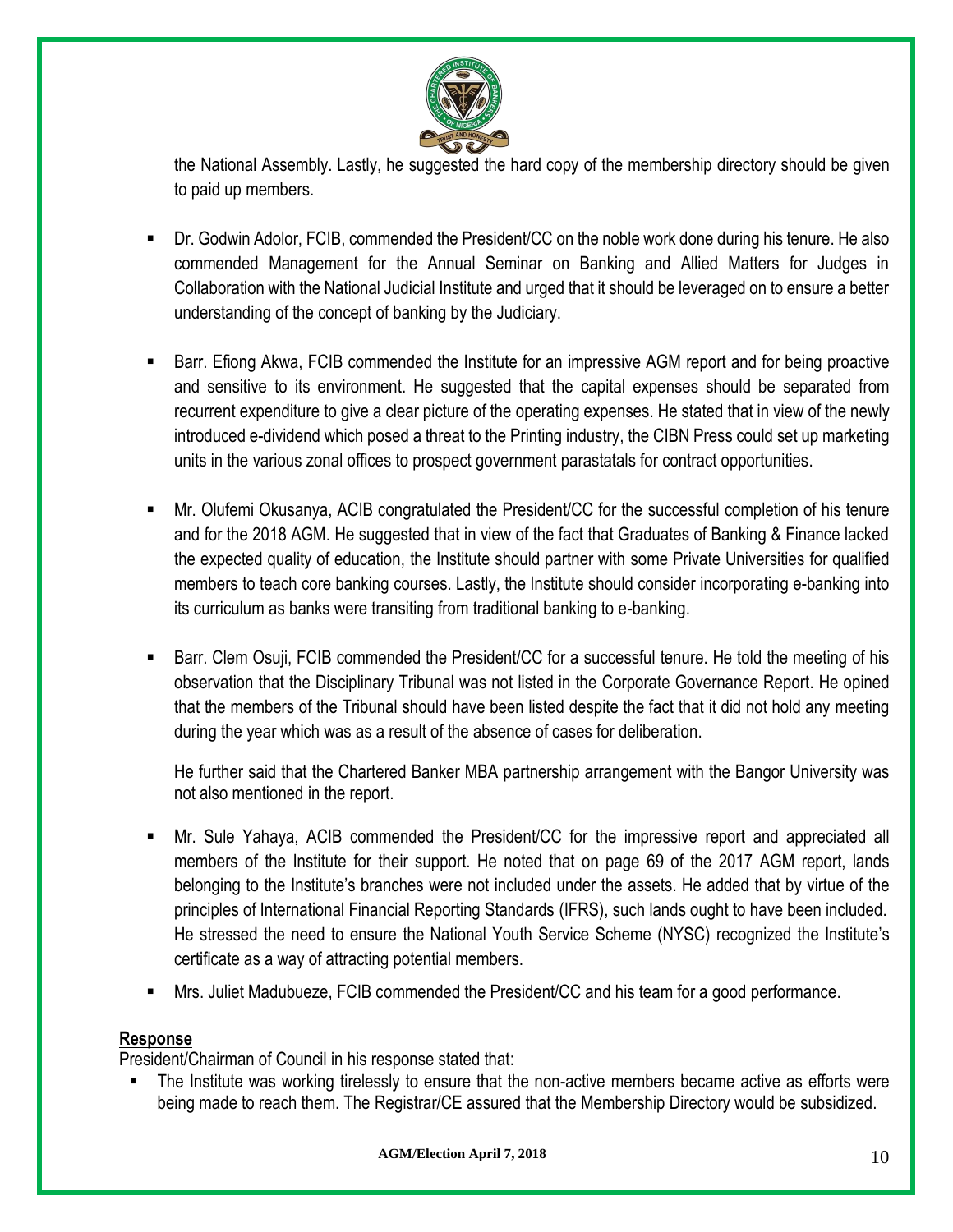the National Assembly. Lastly, he suggested the hard copy of the membership directory should be given to paid up members.

- Dr. Godwin Adolor, FCIB, commended the President/CC on the noble work done during his tenure. He also commended Management for the Annual Seminar on Banking and Allied Matters for Judges in Collaboration with the National Judicial Institute and urged that it should be leveraged on to ensure a better understanding of the concept of banking by the Judiciary.

- Barr. Efiong Akwa, FCIB commended the Institute for an impressive AGM report and for being proactive and sensitive to its environment. He suggested that the capital expenses should be separated from recurrent expenditure to give a clear picture of the operating expenses. He stated that in view of the newly introduced e-dividend which posed a threat to the Printing industry, the CIBN Press could set up marketing units in the various zonal offices to prospect government parastatals for contract opportunities.

- Mr. Olufemi Okusanya, ACIB congratulated the President/CC for the successful completion of his tenure and for the 2018 AGM. He suggested that in view of the fact that Graduates of Banking & Finance lacked the expected quality of education, the Institute should partner with some Private Universities for qualified members to teach core banking courses. Lastly, the Institute should consider incorporating e-banking into its curriculum as banks were transiting from traditional banking to e-banking.

- Barr. Clem Osuji, FCIB commended the President/CC for a successful tenure. He told the meeting of his observation that the Disciplinary Tribunal was not listed in the Corporate Governance Report. He opined that the members of the Tribunal should have been listed despite the fact that it did not hold any meeting during the year which was as a result of the absence of cases for deliberation.

  He further said that the Chartered Banker MBA partnership arrangement with the Bangor University was not also mentioned in the report.

- Mr. Sule Yahaya, ACIB commended the President/CC for the impressive report and appreciated all members of the Institute for their support. He noted that on page 69 of the 2017 AGM report, lands belonging to the Institute's branches were not included under the assets. He added that by virtue of the principles of International Financial Reporting Standards (IFRS), such lands ought to have been included. He stressed the need to ensure the National Youth Service Scheme (NYSC) recognized the Institute's certificate as a way of attracting potential members.

- Mrs. Juliet Madubueze, FCIB commended the President/CC and his team for a good performance.

**Response**

President/Chairman of Council in his response stated that:

- The Institute was working tirelessly to ensure that the non-active members became active as efforts were being made to reach them. The Registrar/CE assured that the Membership Directory would be subsidized.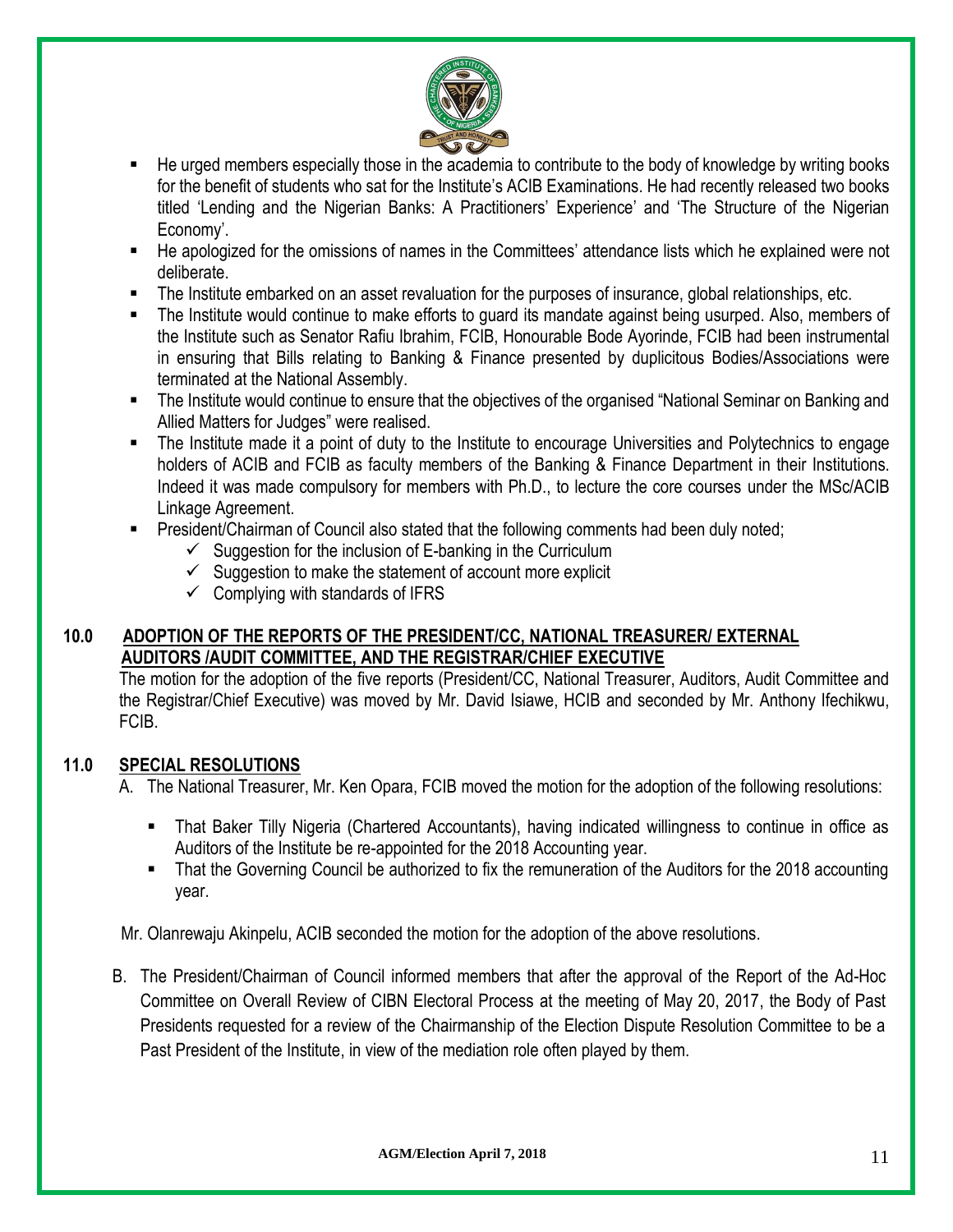- He urged members especially those in the academia to contribute to the body of knowledge by writing books for the benefit of students who sat for the Institute's ACIB Examinations. He had recently released two books titled 'Lending and the Nigerian Banks: A Practitioners' Experience' and 'The Structure of the Nigerian Economy'.
- He apologized for the omissions of names in the Committees' attendance lists which he explained were not deliberate.
- The Institute embarked on an asset revaluation for the purposes of insurance, global relationships, etc.
- The Institute would continue to make efforts to guard its mandate against being usurped. Also, members of the Institute such as Senator Rafiu Ibrahim, FCIB, Honourable Bode Ayorinde, FCIB had been instrumental in ensuring that Bills relating to Banking & Finance presented by duplicitous Bodies/Associations were terminated at the National Assembly.
- The Institute would continue to ensure that the objectives of the organised "National Seminar on Banking and Allied Matters for Judges" were realised.
- The Institute made it a point of duty to the Institute to encourage Universities and Polytechnics to engage holders of ACIB and FCIB as faculty members of the Banking & Finance Department in their Institutions. Indeed it was made compulsory for members with Ph.D., to lecture the core courses under the MSc/ACIB Linkage Agreement.
- President/Chairman of Council also stated that the following comments had been duly noted;
  - ✓ Suggestion for the inclusion of E-banking in the Curriculum
  - ✓ Suggestion to make the statement of account more explicit
  - ✓ Complying with standards of IFRS

## 10.0 ADOPTION OF THE REPORTS OF THE PRESIDENT/CC, NATIONAL TREASURER/ EXTERNAL AUDITORS /AUDIT COMMITTEE, AND THE REGISTRAR/CHIEF EXECUTIVE

The motion for the adoption of the five reports (President/CC, National Treasurer, Auditors, Audit Committee and the Registrar/Chief Executive) was moved by Mr. David Isiawe, HCIB and seconded by Mr. Anthony Ifechikwu, FCIB.

## 11.0 SPECIAL RESOLUTIONS

A. The National Treasurer, Mr. Ken Opara, FCIB moved the motion for the adoption of the following resolutions:

- That Baker Tilly Nigeria (Chartered Accountants), having indicated willingness to continue in office as Auditors of the Institute be re-appointed for the 2018 Accounting year.
- That the Governing Council be authorized to fix the remuneration of the Auditors for the 2018 accounting year.

Mr. Olanrewaju Akinpelu, ACIB seconded the motion for the adoption of the above resolutions.

B. The President/Chairman of Council informed members that after the approval of the Report of the Ad-Hoc Committee on Overall Review of CIBN Electoral Process at the meeting of May 20, 2017, the Body of Past Presidents requested for a review of the Chairmanship of the Election Dispute Resolution Committee to be a Past President of the Institute, in view of the mediation role often played by them.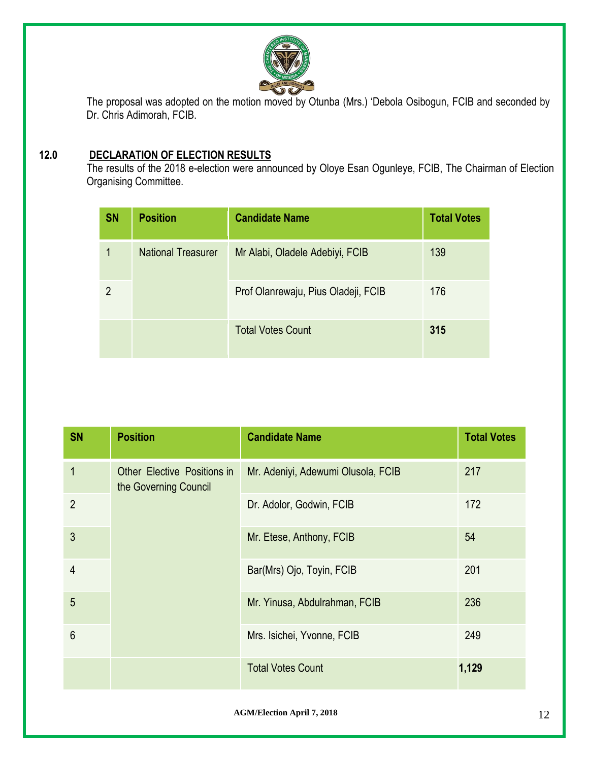The proposal was adopted on the motion moved by Otunba (Mrs.) 'Debola Osibogun, FCIB and seconded by Dr. Chris Adimorah, FCIB.

## 12.0 DECLARATION OF ELECTION RESULTS

The results of the 2018 e-election were announced by Oloye Esan Ogunleye, FCIB, The Chairman of Election Organising Committee.

| SN | Position | Candidate Name | Total Votes |
|---|---|---|---|
| 1 | National Treasurer | Mr Alabi, Oladele Adebiyi, FCIB | 139 |
| 2 | | Prof Olanrewaju, Pius Oladeji, FCIB | 176 |
| | | Total Votes Count | **315** |

| SN | Position | Candidate Name | Total Votes |
|---|---|---|---|
| 1 | Other Elective Positions in the Governing Council | Mr. Adeniyi, Adewumi Olusola, FCIB | 217 |
| 2 | | Dr. Adolor, Godwin, FCIB | 172 |
| 3 | | Mr. Etese, Anthony, FCIB | 54 |
| 4 | | Bar(Mrs) Ojo, Toyin, FCIB | 201 |
| 5 | | Mr. Yinusa, Abdulrahman, FCIB | 236 |
| 6 | | Mrs. Isichei, Yvonne, FCIB | 249 |
| | | Total Votes Count | **1,129** |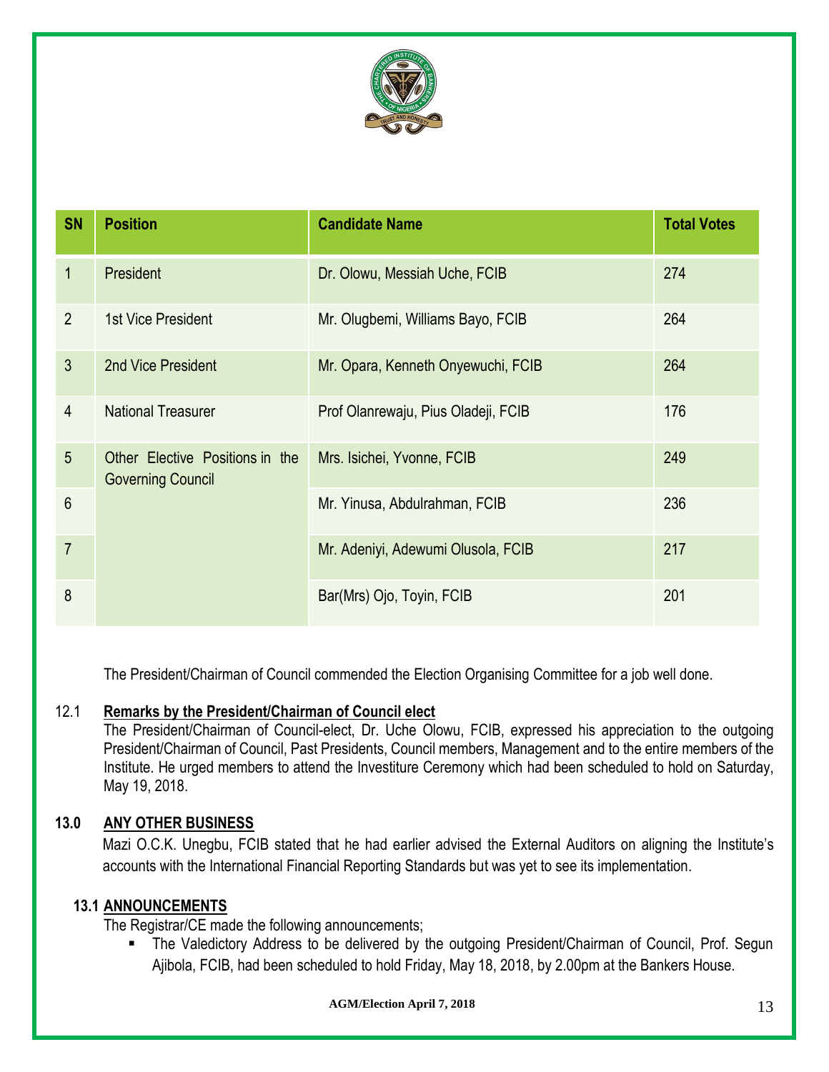| SN | Position | Candidate Name | Total Votes |
|---|---|---|---|
| 1 | President | Dr. Olowu, Messiah Uche, FCIB | 274 |
| 2 | 1st Vice President | Mr. Olugbemi, Williams Bayo, FCIB | 264 |
| 3 | 2nd Vice President | Mr. Opara, Kenneth Onyewuchi, FCIB | 264 |
| 4 | National Treasurer | Prof Olanrewaju, Pius Oladeji, FCIB | 176 |
| 5 | Other Elective Positions in the Governing Council | Mrs. Isichei, Yvonne, FCIB | 249 |
| 6 | | Mr. Yinusa, Abdulrahman, FCIB | 236 |
| 7 | | Mr. Adeniyi, Adewumi Olusola, FCIB | 217 |
| 8 | | Bar(Mrs) Ojo, Toyin, FCIB | 201 |

The President/Chairman of Council commended the Election Organising Committee for a job well done.

12.1 **Remarks by the President/Chairman of Council elect**

The President/Chairman of Council-elect, Dr. Uche Olowu, FCIB, expressed his appreciation to the outgoing President/Chairman of Council, Past Presidents, Council members, Management and to the entire members of the Institute. He urged members to attend the Investiture Ceremony which had been scheduled to hold on Saturday, May 19, 2018.

## 13.0 ANY OTHER BUSINESS

Mazi O.C.K. Unegbu, FCIB stated that he had earlier advised the External Auditors on aligning the Institute's accounts with the International Financial Reporting Standards but was yet to see its implementation.

### 13.1 ANNOUNCEMENTS

The Registrar/CE made the following announcements;

- The Valedictory Address to be delivered by the outgoing President/Chairman of Council, Prof. Segun Ajibola, FCIB, had been scheduled to hold Friday, May 18, 2018, by 2.00pm at the Bankers House.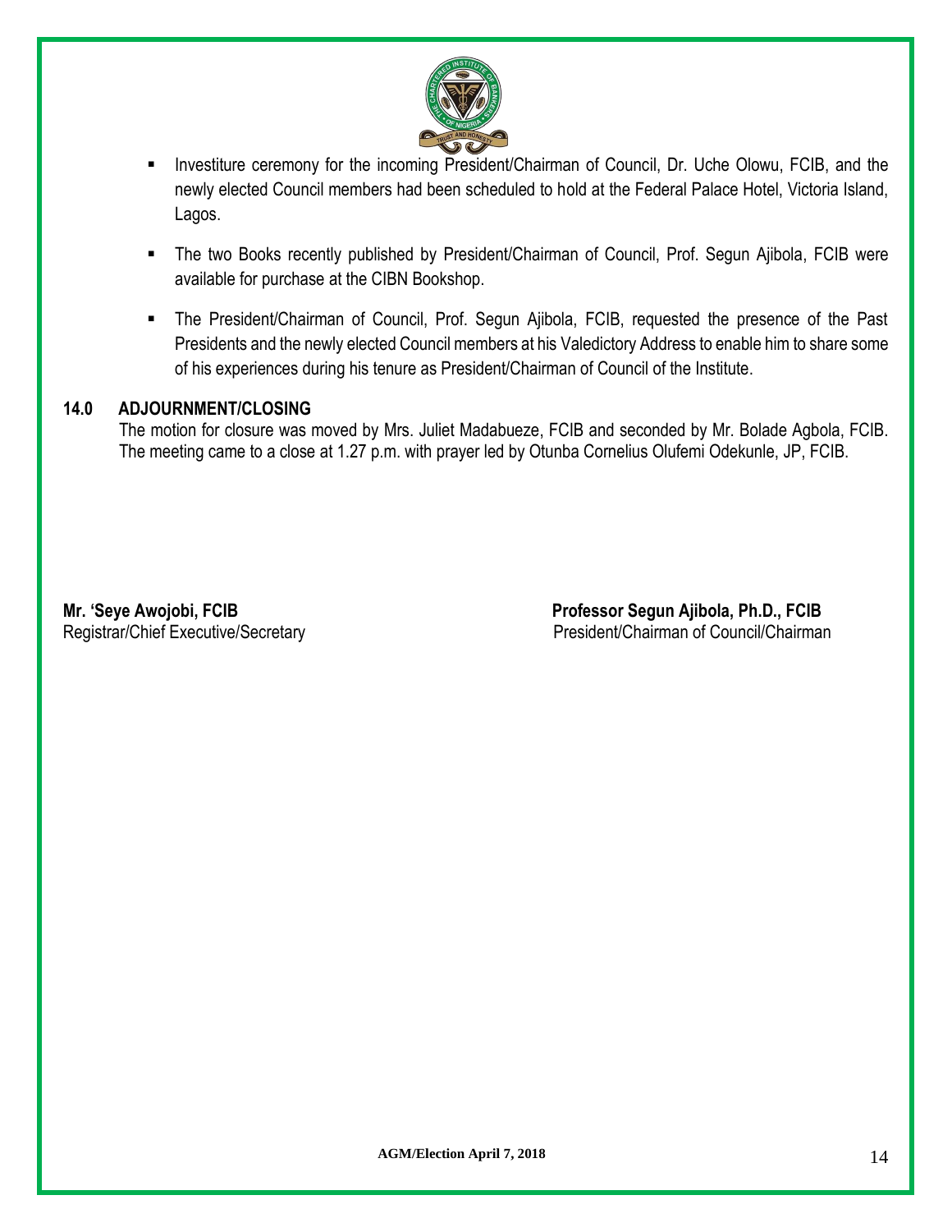- Investiture ceremony for the incoming President/Chairman of Council, Dr. Uche Olowu, FCIB, and the newly elected Council members had been scheduled to hold at the Federal Palace Hotel, Victoria Island, Lagos.

- The two Books recently published by President/Chairman of Council, Prof. Segun Ajibola, FCIB were available for purchase at the CIBN Bookshop.

- The President/Chairman of Council, Prof. Segun Ajibola, FCIB, requested the presence of the Past Presidents and the newly elected Council members at his Valedictory Address to enable him to share some of his experiences during his tenure as President/Chairman of Council of the Institute.

## 14.0 ADJOURNMENT/CLOSING

The motion for closure was moved by Mrs. Juliet Madabueze, FCIB and seconded by Mr. Bolade Agbola, FCIB. The meeting came to a close at 1.27 p.m. with prayer led by Otunba Cornelius Olufemi Odekunle, JP, FCIB.

**Mr. 'Seye Awojobi, FCIB**
Registrar/Chief Executive/Secretary

**Professor Segun Ajibola, Ph.D., FCIB**
President/Chairman of Council/Chairman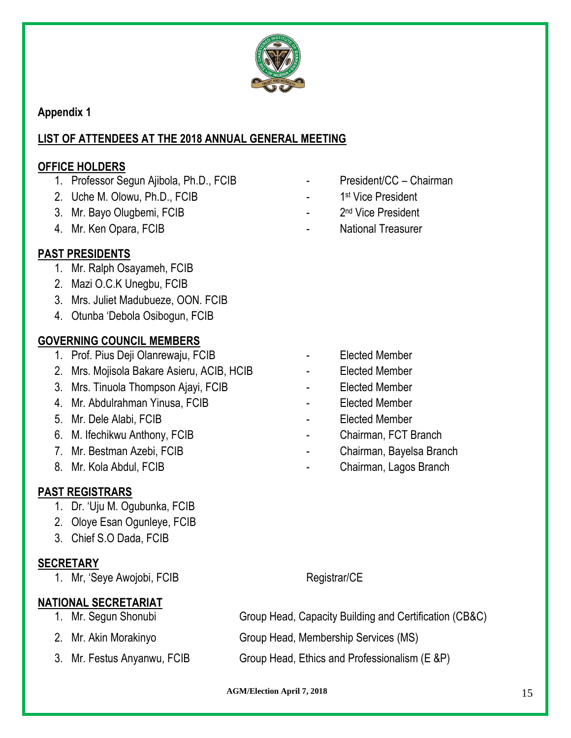**Appendix 1**

**LIST OF ATTENDEES AT THE 2018 ANNUAL GENERAL MEETING**

**OFFICE HOLDERS**

1. Professor Segun Ajibola, Ph.D., FCIB - President/CC – Chairman
2. Uche M. Olowu, Ph.D., FCIB - 1st Vice President
3. Mr. Bayo Olugbemi, FCIB - 2nd Vice President
4. Mr. Ken Opara, FCIB - National Treasurer

**PAST PRESIDENTS**

1. Mr. Ralph Osayameh, FCIB
2. Mazi O.C.K Unegbu, FCIB
3. Mrs. Juliet Madubueze, OON. FCIB
4. Otunba 'Debola Osibogun, FCIB

**GOVERNING COUNCIL MEMBERS**

1. Prof. Pius Deji Olanrewaju, FCIB - Elected Member
2. Mrs. Mojisola Bakare Asieru, ACIB, HCIB - Elected Member
3. Mrs. Tinuola Thompson Ajayi, FCIB - Elected Member
4. Mr. Abdulrahman Yinusa, FCIB - Elected Member
5. Mr. Dele Alabi, FCIB - Elected Member
6. M. Ifechikwu Anthony, FCIB - Chairman, FCT Branch
7. Mr. Bestman Azebi, FCIB - Chairman, Bayelsa Branch
8. Mr. Kola Abdul, FCIB - Chairman, Lagos Branch

**PAST REGISTRARS**

1. Dr. 'Uju M. Ogubunka, FCIB
2. Oloye Esan Ogunleye, FCIB
3. Chief S.O Dada, FCIB

**SECRETARY**

1. Mr, 'Seye Awojobi, FCIB Registrar/CE

**NATIONAL SECRETARIAT**

1. Mr. Segun Shonubi Group Head, Capacity Building and Certification (CB&C)
2. Mr. Akin Morakinyo Group Head, Membership Services (MS)
3. Mr. Festus Anyanwu, FCIB Group Head, Ethics and Professionalism (E &P)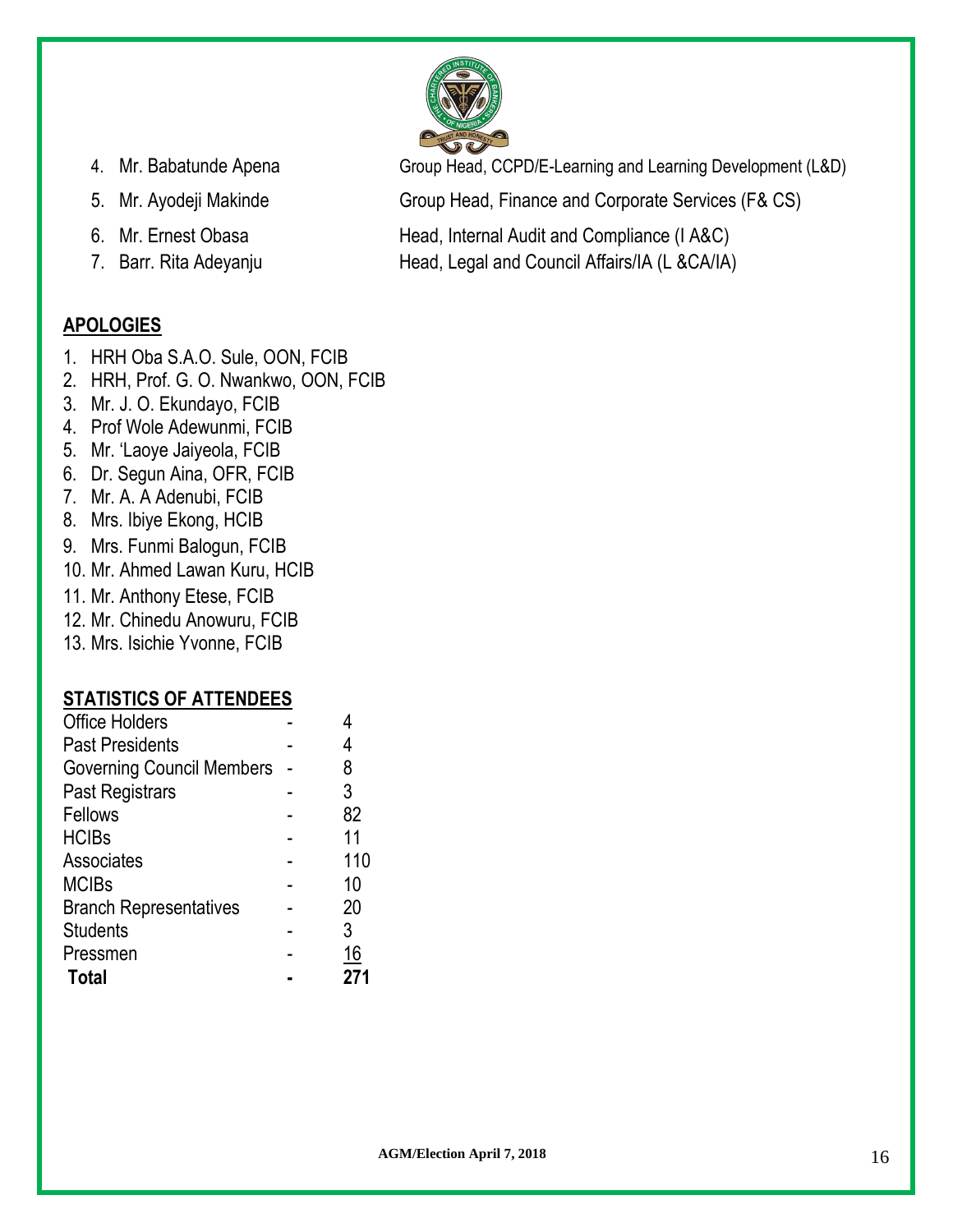4. Mr. Babatunde Apena — Group Head, CCPD/E-Learning and Learning Development (L&D)
5. Mr. Ayodeji Makinde — Group Head, Finance and Corporate Services (F& CS)
6. Mr. Ernest Obasa — Head, Internal Audit and Compliance (I A&C)
7. Barr. Rita Adeyanju — Head, Legal and Council Affairs/IA (L &CA/IA)

## APOLOGIES

1. HRH Oba S.A.O. Sule, OON, FCIB
2. HRH, Prof. G. O. Nwankwo, OON, FCIB
3. Mr. J. O. Ekundayo, FCIB
4. Prof Wole Adewunmi, FCIB
5. Mr. 'Laoye Jaiyeola, FCIB
6. Dr. Segun Aina, OFR, FCIB
7. Mr. A. A Adenubi, FCIB
8. Mrs. Ibiye Ekong, HCIB
9. Mrs. Funmi Balogun, FCIB
10. Mr. Ahmed Lawan Kuru, HCIB
11. Mr. Anthony Etese, FCIB
12. Mr. Chinedu Anowuru, FCIB
13. Mrs. Isichie Yvonne, FCIB

## STATISTICS OF ATTENDEES

| | | |
|---|---|---|
| Office Holders | - | 4 |
| Past Presidents | - | 4 |
| Governing Council Members | - | 8 |
| Past Registrars | - | 3 |
| Fellows | - | 82 |
| HCIBs | - | 11 |
| Associates | - | 110 |
| MCIBs | - | 10 |
| Branch Representatives | - | 20 |
| Students | - | 3 |
| Pressmen | - | 16 |
| **Total** | **-** | **271** |